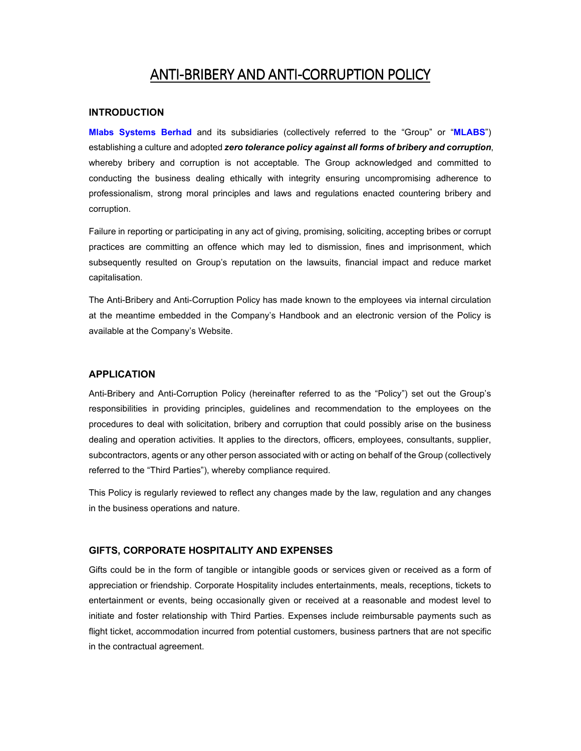# ANTI-BRIBERY AND ANTI-CORRUPTION POLICY

## INTRODUCTION

**Mlabs Systems Berhad** and its subsidiaries (collectively referred to the "Group" or "**MLABS**") establishing a culture and adopted ***zero tolerance policy against all forms of bribery and corruption***, whereby bribery and corruption is not acceptable. The Group acknowledged and committed to conducting the business dealing ethically with integrity ensuring uncompromising adherence to professionalism, strong moral principles and laws and regulations enacted countering bribery and corruption.

Failure in reporting or participating in any act of giving, promising, soliciting, accepting bribes or corrupt practices are committing an offence which may led to dismission, fines and imprisonment, which subsequently resulted on Group's reputation on the lawsuits, financial impact and reduce market capitalisation.

The Anti-Bribery and Anti-Corruption Policy has made known to the employees via internal circulation at the meantime embedded in the Company's Handbook and an electronic version of the Policy is available at the Company's Website.

## APPLICATION

Anti-Bribery and Anti-Corruption Policy (hereinafter referred to as the "Policy") set out the Group's responsibilities in providing principles, guidelines and recommendation to the employees on the procedures to deal with solicitation, bribery and corruption that could possibly arise on the business dealing and operation activities. It applies to the directors, officers, employees, consultants, supplier, subcontractors, agents or any other person associated with or acting on behalf of the Group (collectively referred to the "Third Parties"), whereby compliance required.

This Policy is regularly reviewed to reflect any changes made by the law, regulation and any changes in the business operations and nature.

## GIFTS, CORPORATE HOSPITALITY AND EXPENSES

Gifts could be in the form of tangible or intangible goods or services given or received as a form of appreciation or friendship. Corporate Hospitality includes entertainments, meals, receptions, tickets to entertainment or events, being occasionally given or received at a reasonable and modest level to initiate and foster relationship with Third Parties. Expenses include reimbursable payments such as flight ticket, accommodation incurred from potential customers, business partners that are not specific in the contractual agreement.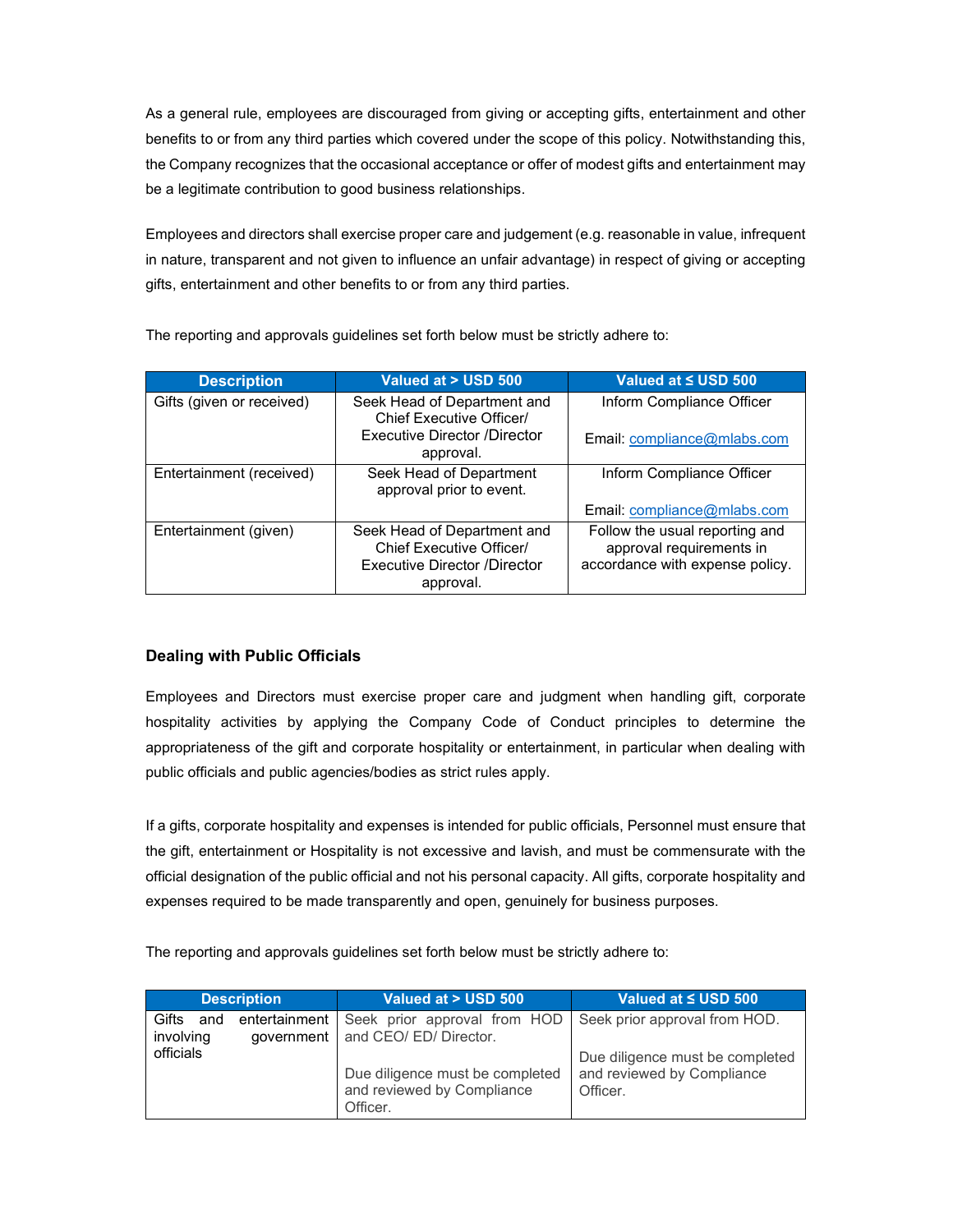As a general rule, employees are discouraged from giving or accepting gifts, entertainment and other benefits to or from any third parties which covered under the scope of this policy. Notwithstanding this, the Company recognizes that the occasional acceptance or offer of modest gifts and entertainment may be a legitimate contribution to good business relationships.

Employees and directors shall exercise proper care and judgement (e.g. reasonable in value, infrequent in nature, transparent and not given to influence an unfair advantage) in respect of giving or accepting gifts, entertainment and other benefits to or from any third parties.

The reporting and approvals guidelines set forth below must be strictly adhere to:

| Description | Valued at > USD 500 | Valued at ≤ USD 500 |
|---|---|---|
| Gifts (given or received) | Seek Head of Department and Chief Executive Officer/ Executive Director /Director approval. | Inform Compliance Officer<br><br>Email: compliance@mlabs.com |
| Entertainment (received) | Seek Head of Department approval prior to event. | Inform Compliance Officer<br><br>Email: compliance@mlabs.com |
| Entertainment (given) | Seek Head of Department and Chief Executive Officer/ Executive Director /Director approval. | Follow the usual reporting and approval requirements in accordance with expense policy. |

### Dealing with Public Officials

Employees and Directors must exercise proper care and judgment when handling gift, corporate hospitality activities by applying the Company Code of Conduct principles to determine the appropriateness of the gift and corporate hospitality or entertainment, in particular when dealing with public officials and public agencies/bodies as strict rules apply.

If a gifts, corporate hospitality and expenses is intended for public officials, Personnel must ensure that the gift, entertainment or Hospitality is not excessive and lavish, and must be commensurate with the official designation of the public official and not his personal capacity. All gifts, corporate hospitality and expenses required to be made transparently and open, genuinely for business purposes.

The reporting and approvals guidelines set forth below must be strictly adhere to:

| Description | Valued at > USD 500 | Valued at ≤ USD 500 |
|---|---|---|
| Gifts and entertainment involving government officials | Seek prior approval from HOD and CEO/ ED/ Director.<br><br>Due diligence must be completed and reviewed by Compliance Officer. | Seek prior approval from HOD.<br><br>Due diligence must be completed and reviewed by Compliance Officer. |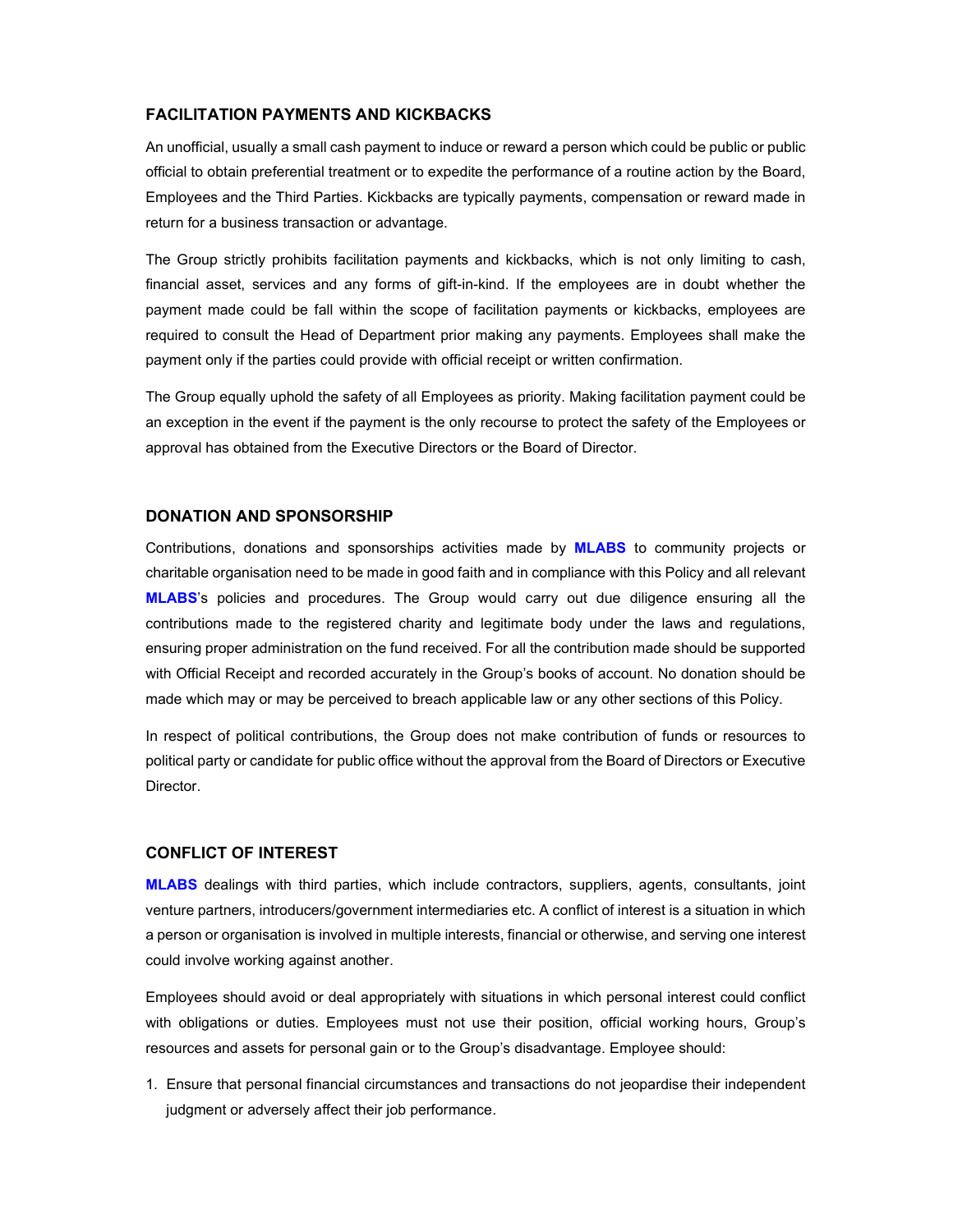### FACILITATION PAYMENTS AND KICKBACKS

An unofficial, usually a small cash payment to induce or reward a person which could be public or public official to obtain preferential treatment or to expedite the performance of a routine action by the Board, Employees and the Third Parties. Kickbacks are typically payments, compensation or reward made in return for a business transaction or advantage.

The Group strictly prohibits facilitation payments and kickbacks, which is not only limiting to cash, financial asset, services and any forms of gift-in-kind. If the employees are in doubt whether the payment made could be fall within the scope of facilitation payments or kickbacks, employees are required to consult the Head of Department prior making any payments. Employees shall make the payment only if the parties could provide with official receipt or written confirmation.

The Group equally uphold the safety of all Employees as priority. Making facilitation payment could be an exception in the event if the payment is the only recourse to protect the safety of the Employees or approval has obtained from the Executive Directors or the Board of Director.

### DONATION AND SPONSORSHIP

Contributions, donations and sponsorships activities made by **MLABS** to community projects or charitable organisation need to be made in good faith and in compliance with this Policy and all relevant **MLABS**'s policies and procedures. The Group would carry out due diligence ensuring all the contributions made to the registered charity and legitimate body under the laws and regulations, ensuring proper administration on the fund received. For all the contribution made should be supported with Official Receipt and recorded accurately in the Group's books of account. No donation should be made which may or may be perceived to breach applicable law or any other sections of this Policy.

In respect of political contributions, the Group does not make contribution of funds or resources to political party or candidate for public office without the approval from the Board of Directors or Executive Director.

### CONFLICT OF INTEREST

**MLABS** dealings with third parties, which include contractors, suppliers, agents, consultants, joint venture partners, introducers/government intermediaries etc. A conflict of interest is a situation in which a person or organisation is involved in multiple interests, financial or otherwise, and serving one interest could involve working against another.

Employees should avoid or deal appropriately with situations in which personal interest could conflict with obligations or duties. Employees must not use their position, official working hours, Group's resources and assets for personal gain or to the Group's disadvantage. Employee should:

1. Ensure that personal financial circumstances and transactions do not jeopardise their independent judgment or adversely affect their job performance.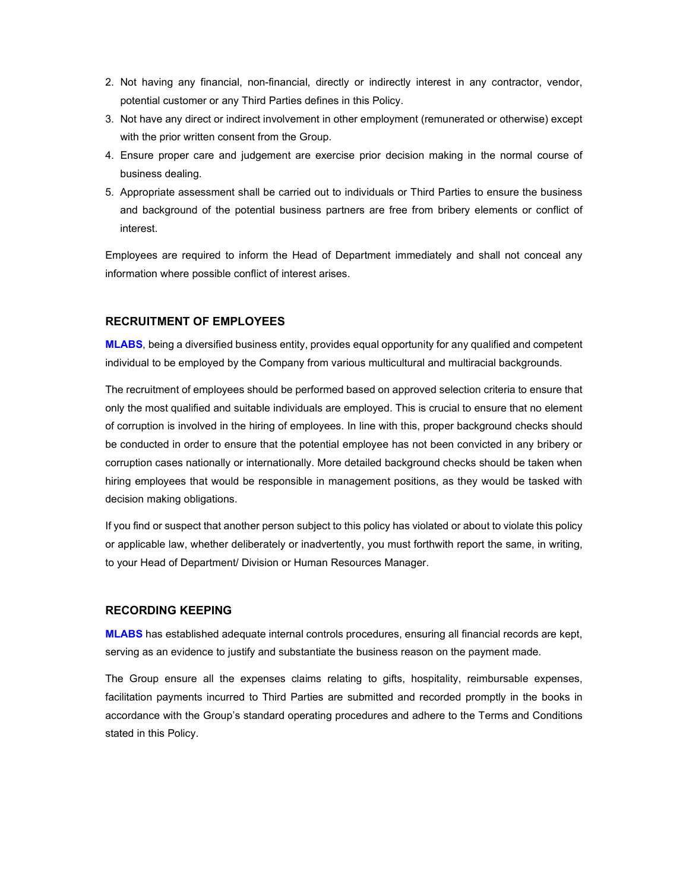2. Not having any financial, non-financial, directly or indirectly interest in any contractor, vendor, potential customer or any Third Parties defines in this Policy.
3. Not have any direct or indirect involvement in other employment (remunerated or otherwise) except with the prior written consent from the Group.
4. Ensure proper care and judgement are exercise prior decision making in the normal course of business dealing.
5. Appropriate assessment shall be carried out to individuals or Third Parties to ensure the business and background of the potential business partners are free from bribery elements or conflict of interest.

Employees are required to inform the Head of Department immediately and shall not conceal any information where possible conflict of interest arises.

### RECRUITMENT OF EMPLOYEES

**MLABS**, being a diversified business entity, provides equal opportunity for any qualified and competent individual to be employed by the Company from various multicultural and multiracial backgrounds.

The recruitment of employees should be performed based on approved selection criteria to ensure that only the most qualified and suitable individuals are employed. This is crucial to ensure that no element of corruption is involved in the hiring of employees. In line with this, proper background checks should be conducted in order to ensure that the potential employee has not been convicted in any bribery or corruption cases nationally or internationally. More detailed background checks should be taken when hiring employees that would be responsible in management positions, as they would be tasked with decision making obligations.

If you find or suspect that another person subject to this policy has violated or about to violate this policy or applicable law, whether deliberately or inadvertently, you must forthwith report the same, in writing, to your Head of Department/ Division or Human Resources Manager.

### RECORDING KEEPING

**MLABS** has established adequate internal controls procedures, ensuring all financial records are kept, serving as an evidence to justify and substantiate the business reason on the payment made.

The Group ensure all the expenses claims relating to gifts, hospitality, reimbursable expenses, facilitation payments incurred to Third Parties are submitted and recorded promptly in the books in accordance with the Group's standard operating procedures and adhere to the Terms and Conditions stated in this Policy.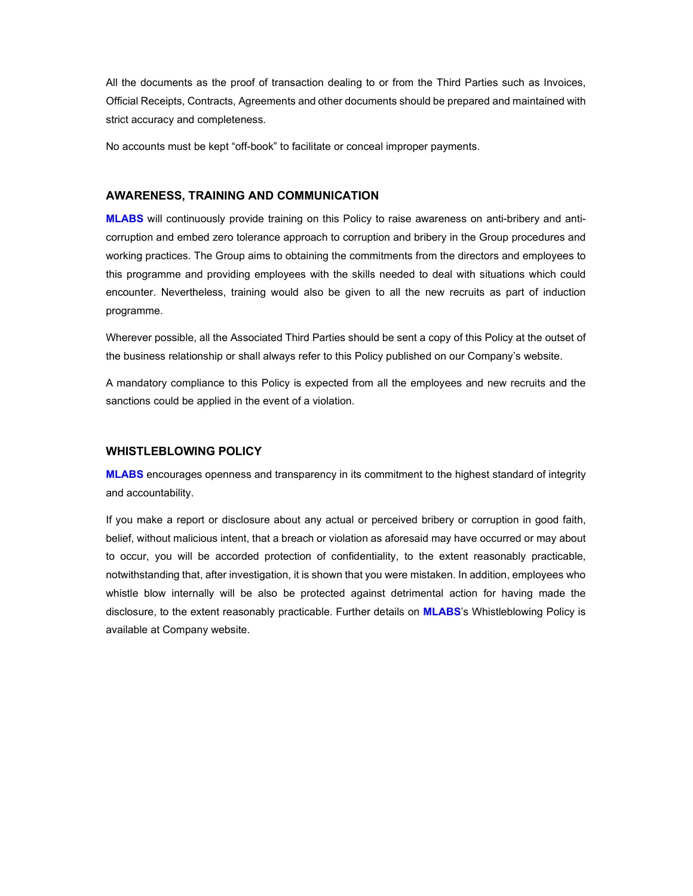All the documents as the proof of transaction dealing to or from the Third Parties such as Invoices, Official Receipts, Contracts, Agreements and other documents should be prepared and maintained with strict accuracy and completeness.

No accounts must be kept "off-book" to facilitate or conceal improper payments.

### AWARENESS, TRAINING AND COMMUNICATION

**MLABS** will continuously provide training on this Policy to raise awareness on anti-bribery and anti-corruption and embed zero tolerance approach to corruption and bribery in the Group procedures and working practices. The Group aims to obtaining the commitments from the directors and employees to this programme and providing employees with the skills needed to deal with situations which could encounter. Nevertheless, training would also be given to all the new recruits as part of induction programme.

Wherever possible, all the Associated Third Parties should be sent a copy of this Policy at the outset of the business relationship or shall always refer to this Policy published on our Company's website.

A mandatory compliance to this Policy is expected from all the employees and new recruits and the sanctions could be applied in the event of a violation.

### WHISTLEBLOWING POLICY

**MLABS** encourages openness and transparency in its commitment to the highest standard of integrity and accountability.

If you make a report or disclosure about any actual or perceived bribery or corruption in good faith, belief, without malicious intent, that a breach or violation as aforesaid may have occurred or may about to occur, you will be accorded protection of confidentiality, to the extent reasonably practicable, notwithstanding that, after investigation, it is shown that you were mistaken. In addition, employees who whistle blow internally will be also be protected against detrimental action for having made the disclosure, to the extent reasonably practicable. Further details on **MLABS**'s Whistleblowing Policy is available at Company website.